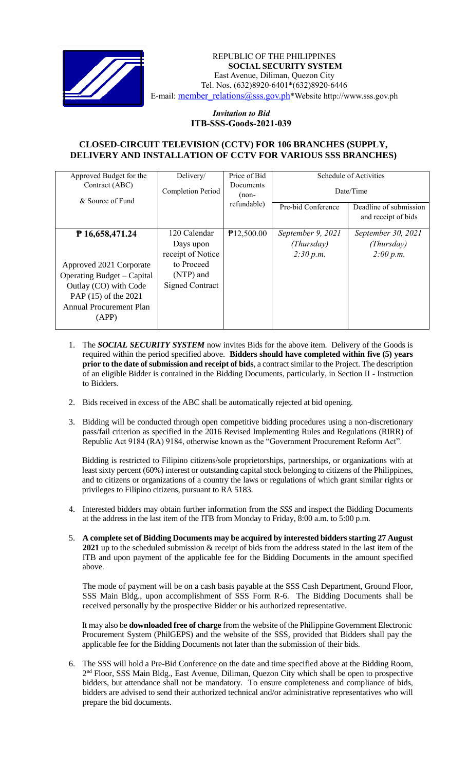REPUBLIC OF THE PHILIPPINES
**SOCIAL SECURITY SYSTEM**
East Avenue, Diliman, Quezon City
Tel. Nos. (632)8920-6401*(632)8920-6446
E-mail: member_relations@sss.gov.ph*Website http://www.sss.gov.ph

*Invitation to Bid*
**ITB-SSS-Goods-2021-039**

## CLOSED-CIRCUIT TELEVISION (CCTV) FOR 106 BRANCHES (SUPPLY, DELIVERY AND INSTALLATION OF CCTV FOR VARIOUS SSS BRANCHES)

| Approved Budget for the Contract (ABC) & Source of Fund | Delivery/ Completion Period | Price of Bid Documents (non-refundable) | Schedule of Activities Date/Time | |
|---|---|---|---|---|
| | | | Pre-bid Conference | Deadline of submission and receipt of bids |
| **₱ 16,658,471.24** Approved 2021 Corporate Operating Budget – Capital Outlay (CO) with Code PAP (15) of the 2021 Annual Procurement Plan (APP) | 120 Calendar Days upon receipt of Notice to Proceed (NTP) and Signed Contract | ₱12,500.00 | *September 9, 2021 (Thursday) 2:30 p.m.* | *September 30, 2021 (Thursday) 2:00 p.m.* |

1. The ***SOCIAL SECURITY SYSTEM*** now invites Bids for the above item. Delivery of the Goods is required within the period specified above. **Bidders should have completed within five (5) years prior to the date of submission and receipt of bids**, a contract similar to the Project. The description of an eligible Bidder is contained in the Bidding Documents, particularly, in Section II - Instruction to Bidders.

2. Bids received in excess of the ABC shall be automatically rejected at bid opening.

3. Bidding will be conducted through open competitive bidding procedures using a non-discretionary pass/fail criterion as specified in the 2016 Revised Implementing Rules and Regulations (RIRR) of Republic Act 9184 (RA) 9184, otherwise known as the "Government Procurement Reform Act".

   Bidding is restricted to Filipino citizens/sole proprietorships, partnerships, or organizations with at least sixty percent (60%) interest or outstanding capital stock belonging to citizens of the Philippines, and to citizens or organizations of a country the laws or regulations of which grant similar rights or privileges to Filipino citizens, pursuant to RA 5183.

4. Interested bidders may obtain further information from the *SSS* and inspect the Bidding Documents at the address in the last item of the ITB from Monday to Friday, 8:00 a.m. to 5:00 p.m.

5. **A complete set of Bidding Documents may be acquired by interested bidders starting 27 August 2021** up to the scheduled submission & receipt of bids from the address stated in the last item of the ITB and upon payment of the applicable fee for the Bidding Documents in the amount specified above.

   The mode of payment will be on a cash basis payable at the SSS Cash Department, Ground Floor, SSS Main Bldg., upon accomplishment of SSS Form R-6. The Bidding Documents shall be received personally by the prospective Bidder or his authorized representative.

   It may also be **downloaded free of charge** from the website of the Philippine Government Electronic Procurement System (PhilGEPS) and the website of the SSS, provided that Bidders shall pay the applicable fee for the Bidding Documents not later than the submission of their bids.

6. The SSS will hold a Pre-Bid Conference on the date and time specified above at the Bidding Room, 2nd Floor, SSS Main Bldg., East Avenue, Diliman, Quezon City which shall be open to prospective bidders, but attendance shall not be mandatory. To ensure completeness and compliance of bids, bidders are advised to send their authorized technical and/or administrative representatives who will prepare the bid documents.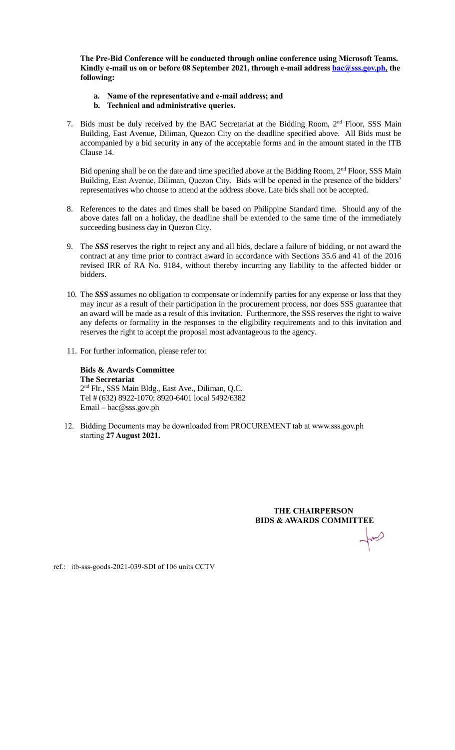**The Pre-Bid Conference will be conducted through online conference using Microsoft Teams. Kindly e-mail us on or before 08 September 2021, through e-mail address bac@sss.gov.ph, the following:**

a. **Name of the representative and e-mail address; and**
b. **Technical and administrative queries.**

7. Bids must be duly received by the BAC Secretariat at the Bidding Room, 2nd Floor, SSS Main Building, East Avenue, Diliman, Quezon City on the deadline specified above. All Bids must be accompanied by a bid security in any of the acceptable forms and in the amount stated in the ITB Clause 14.

   Bid opening shall be on the date and time specified above at the Bidding Room, 2nd Floor, SSS Main Building, East Avenue, Diliman, Quezon City. Bids will be opened in the presence of the bidders' representatives who choose to attend at the address above. Late bids shall not be accepted.

8. References to the dates and times shall be based on Philippine Standard time. Should any of the above dates fall on a holiday, the deadline shall be extended to the same time of the immediately succeeding business day in Quezon City.

9. The ***SSS*** reserves the right to reject any and all bids, declare a failure of bidding, or not award the contract at any time prior to contract award in accordance with Sections 35.6 and 41 of the 2016 revised IRR of RA No. 9184, without thereby incurring any liability to the affected bidder or bidders.

10. The ***SSS*** assumes no obligation to compensate or indemnify parties for any expense or loss that they may incur as a result of their participation in the procurement process, nor does SSS guarantee that an award will be made as a result of this invitation. Furthermore, the SSS reserves the right to waive any defects or formality in the responses to the eligibility requirements and to this invitation and reserves the right to accept the proposal most advantageous to the agency.

11. For further information, please refer to:

    **Bids & Awards Committee**
    **The Secretariat**
    2nd Flr., SSS Main Bldg., East Ave., Diliman, Q.C.
    Tel # (632) 8922-1070; 8920-6401 local 5492/6382
    Email – bac@sss.gov.ph

12. Bidding Documents may be downloaded from PROCUREMENT tab at www.sss.gov.ph starting **27 August 2021.**

**THE CHAIRPERSON**
**BIDS & AWARDS COMMITTEE**

ref.: itb-sss-goods-2021-039-SDI of 106 units CCTV